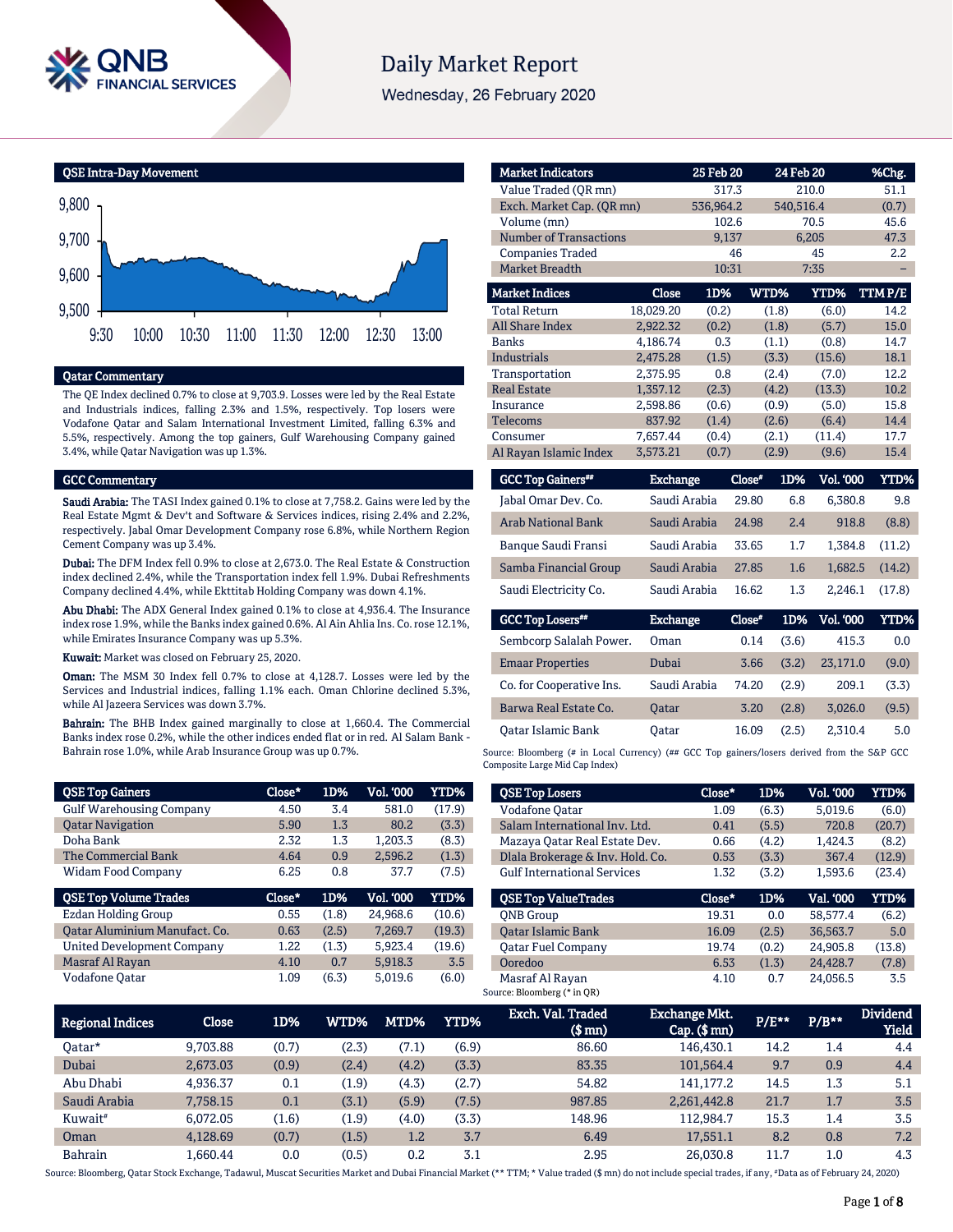# Daily Market Report

Wednesday, 26 February 2020

## QSE Intra-Day Movement

## Qatar Commentary

The QE Index declined 0.7% to close at 9,703.9. Losses were led by the Real Estate and Industrials indices, falling 2.3% and 1.5%, respectively. Top losers were Vodafone Qatar and Salam International Investment Limited, falling 6.3% and 5.5%, respectively. Among the top gainers, Gulf Warehousing Company gained 3.4%, while Qatar Navigation was up 1.3%.

## GCC Commentary

**Saudi Arabia:** The TASI Index gained 0.1% to close at 7,758.2. Gains were led by the Real Estate Mgmt & Dev't and Software & Services indices, rising 2.4% and 2.2%, respectively. Jabal Omar Development Company rose 6.8%, while Northern Region Cement Company was up 3.4%.

**Dubai:** The DFM Index fell 0.9% to close at 2,673.0. The Real Estate & Construction index declined 2.4%, while the Transportation index fell 1.9%. Dubai Refreshments Company declined 4.4%, while Ekttitab Holding Company was down 4.1%.

**Abu Dhabi:** The ADX General Index gained 0.1% to close at 4,936.4. The Insurance index rose 1.9%, while the Banks index gained 0.6%. Al Ain Ahlia Ins. Co. rose 12.1%, while Emirates Insurance Company was up 5.3%.

**Kuwait:** Market was closed on February 25, 2020.

**Oman:** The MSM 30 Index fell 0.7% to close at 4,128.7. Losses were led by the Services and Industrial indices, falling 1.1% each. Oman Chlorine declined 5.3%, while Al Jazeera Services was down 3.7%.

**Bahrain:** The BHB Index gained marginally to close at 1,660.4. The Commercial Banks index rose 0.2%, while the other indices ended flat or in red. Al Salam Bank - Bahrain rose 1.0%, while Arab Insurance Group was up 0.7%.

| Market Indicators | 25 Feb 20 | 24 Feb 20 | %Chg. |
|---|---|---|---|
| Value Traded (QR mn) | 317.3 | 210.0 | 51.1 |
| Exch. Market Cap. (QR mn) | 536,964.2 | 540,516.4 | (0.7) |
| Volume (mn) | 102.6 | 70.5 | 45.6 |
| Number of Transactions | 9,137 | 6,205 | 47.3 |
| Companies Traded | 46 | 45 | 2.2 |
| Market Breadth | 10:31 | 7:35 | – |

| Market Indices | Close | 1D% | WTD% | YTD% | TTM P/E |
|---|---|---|---|---|---|
| Total Return | 18,029.20 | (0.2) | (1.8) | (6.0) | 14.2 |
| All Share Index | 2,922.32 | (0.2) | (1.8) | (5.7) | 15.0 |
| Banks | 4,186.74 | 0.3 | (1.1) | (0.8) | 14.7 |
| Industrials | 2,475.28 | (1.5) | (3.3) | (15.6) | 18.1 |
| Transportation | 2,375.95 | 0.8 | (2.4) | (7.0) | 12.2 |
| Real Estate | 1,357.12 | (2.3) | (4.2) | (13.3) | 10.2 |
| Insurance | 2,598.86 | (0.6) | (0.9) | (5.0) | 15.8 |
| Telecoms | 837.92 | (1.4) | (2.6) | (6.4) | 14.4 |
| Consumer | 7,657.44 | (0.4) | (2.1) | (11.4) | 17.7 |
| Al Rayan Islamic Index | 3,573.21 | (0.7) | (2.9) | (9.6) | 15.4 |

| GCC Top Gainers## | Exchange | Close# | 1D% | Vol. '000 | YTD% |
|---|---|---|---|---|---|
| Jabal Omar Dev. Co. | Saudi Arabia | 29.80 | 6.8 | 6,380.8 | 9.8 |
| Arab National Bank | Saudi Arabia | 24.98 | 2.4 | 918.8 | (8.8) |
| Banque Saudi Fransi | Saudi Arabia | 33.65 | 1.7 | 1,384.8 | (11.2) |
| Samba Financial Group | Saudi Arabia | 27.85 | 1.6 | 1,682.5 | (14.2) |
| Saudi Electricity Co. | Saudi Arabia | 16.62 | 1.3 | 2,246.1 | (17.8) |

| GCC Top Losers## | Exchange | Close# | 1D% | Vol. '000 | YTD% |
|---|---|---|---|---|---|
| Sembcorp Salalah Power. | Oman | 0.14 | (3.6) | 415.3 | 0.0 |
| Emaar Properties | Dubai | 3.66 | (3.2) | 23,171.0 | (9.0) |
| Co. for Cooperative Ins. | Saudi Arabia | 74.20 | (2.9) | 209.1 | (3.3) |
| Barwa Real Estate Co. | Qatar | 3.20 | (2.8) | 3,026.0 | (9.5) |
| Qatar Islamic Bank | Qatar | 16.09 | (2.5) | 2,310.4 | 5.0 |

Source: Bloomberg (# in Local Currency) (## GCC Top gainers/losers derived from the S&P GCC Composite Large Mid Cap Index)

| QSE Top Gainers | Close* | 1D% | Vol. '000 | YTD% |
|---|---|---|---|---|
| Gulf Warehousing Company | 4.50 | 3.4 | 581.0 | (17.9) |
| Qatar Navigation | 5.90 | 1.3 | 80.2 | (3.3) |
| Doha Bank | 2.32 | 1.3 | 1,203.3 | (8.3) |
| The Commercial Bank | 4.64 | 0.9 | 2,596.2 | (1.3) |
| Widam Food Company | 6.25 | 0.8 | 37.7 | (7.5) |

| QSE Top Volume Trades | Close* | 1D% | Vol. '000 | YTD% |
|---|---|---|---|---|
| Ezdan Holding Group | 0.55 | (1.8) | 24,968.6 | (10.6) |
| Qatar Aluminium Manufact. Co. | 0.63 | (2.5) | 7,269.7 | (19.3) |
| United Development Company | 1.22 | (1.3) | 5,923.4 | (19.6) |
| Masraf Al Rayan | 4.10 | 0.7 | 5,918.3 | 3.5 |
| Vodafone Qatar | 1.09 | (6.3) | 5,019.6 | (6.0) |

| QSE Top Losers | Close* | 1D% | Vol. '000 | YTD% |
|---|---|---|---|---|
| Vodafone Qatar | 1.09 | (6.3) | 5,019.6 | (6.0) |
| Salam International Inv. Ltd. | 0.41 | (5.5) | 720.8 | (20.7) |
| Mazaya Qatar Real Estate Dev. | 0.66 | (4.2) | 1,424.3 | (8.2) |
| Dlala Brokerage & Inv. Hold. Co. | 0.53 | (3.3) | 367.4 | (12.9) |
| Gulf International Services | 1.32 | (3.2) | 1,593.6 | (23.4) |

| QSE Top Value Trades | Close* | 1D% | Val. '000 | YTD% |
|---|---|---|---|---|
| QNB Group | 19.31 | 0.0 | 58,577.4 | (6.2) |
| Qatar Islamic Bank | 16.09 | (2.5) | 36,563.7 | 5.0 |
| Qatar Fuel Company | 19.74 | (0.2) | 24,905.8 | (13.8) |
| Ooredoo | 6.53 | (1.3) | 24,428.7 | (7.8) |
| Masraf Al Rayan | 4.10 | 0.7 | 24,056.5 | 3.5 |

Source: Bloomberg (* in QR)

| Regional Indices | Close | 1D% | WTD% | MTD% | YTD% | Exch. Val. Traded ($ mn) | Exchange Mkt. Cap. ($ mn) | P/E** | P/B** | Dividend Yield |
|---|---|---|---|---|---|---|---|---|---|---|
| Qatar* | 9,703.88 | (0.7) | (2.3) | (7.1) | (6.9) | 86.60 | 146,430.1 | 14.2 | 1.4 | 4.4 |
| Dubai | 2,673.03 | (0.9) | (2.4) | (4.2) | (3.3) | 83.35 | 101,564.4 | 9.7 | 0.9 | 4.4 |
| Abu Dhabi | 4,936.37 | 0.1 | (1.9) | (4.3) | (2.7) | 54.82 | 141,177.2 | 14.5 | 1.3 | 5.1 |
| Saudi Arabia | 7,758.15 | 0.1 | (3.1) | (5.9) | (7.5) | 987.85 | 2,261,442.8 | 21.7 | 1.7 | 3.5 |
| Kuwait# | 6,072.05 | (1.6) | (1.9) | (4.0) | (3.3) | 148.96 | 112,984.7 | 15.3 | 1.4 | 3.5 |
| Oman | 4,128.69 | (0.7) | (1.5) | 1.2 | 3.7 | 6.49 | 17,551.1 | 8.2 | 0.8 | 7.2 |
| Bahrain | 1,660.44 | 0.0 | (0.5) | 0.2 | 3.1 | 2.95 | 26,030.8 | 11.7 | 1.0 | 4.3 |

Source: Bloomberg, Qatar Stock Exchange, Tadawul, Muscat Securities Market and Dubai Financial Market (** TTM; * Value traded ($ mn) do not include special trades, if any, #Data as of February 24, 2020)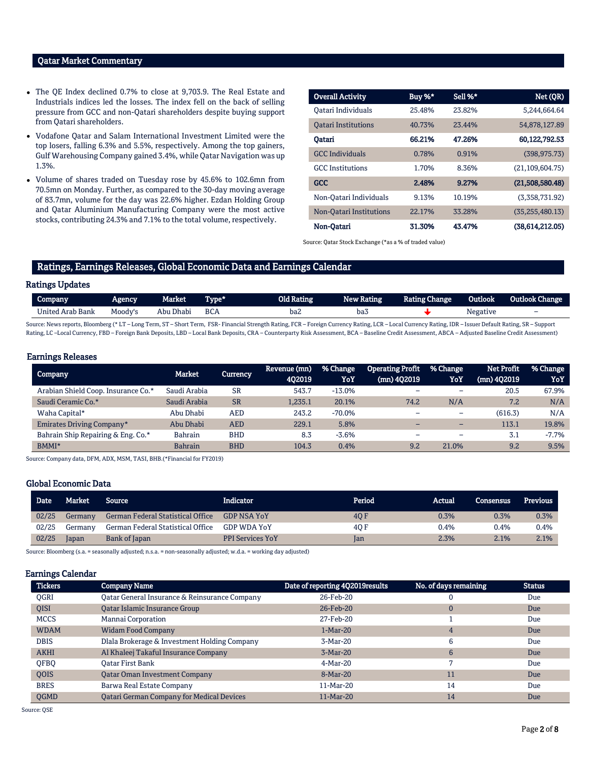## Qatar Market Commentary

- The QE Index declined 0.7% to close at 9,703.9. The Real Estate and Industrials indices led the losses. The index fell on the back of selling pressure from GCC and non-Qatari shareholders despite buying support from Qatari shareholders.
- Vodafone Qatar and Salam International Investment Limited were the top losers, falling 6.3% and 5.5%, respectively. Among the top gainers, Gulf Warehousing Company gained 3.4%, while Qatar Navigation was up 1.3%.
- Volume of shares traded on Tuesday rose by 45.6% to 102.6mn from 70.5mn on Monday. Further, as compared to the 30-day moving average of 83.7mn, volume for the day was 22.6% higher. Ezdan Holding Group and Qatar Aluminium Manufacturing Company were the most active stocks, contributing 24.3% and 7.1% to the total volume, respectively.

| Overall Activity | Buy %* | Sell %* | Net (QR) |
|---|---|---|---|
| Qatari Individuals | 25.48% | 23.82% | 5,244,664.64 |
| Qatari Institutions | 40.73% | 23.44% | 54,878,127.89 |
| **Qatari** | **66.21%** | **47.26%** | **60,122,792.53** |
| GCC Individuals | 0.78% | 0.91% | (398,975.73) |
| GCC Institutions | 1.70% | 8.36% | (21,109,604.75) |
| **GCC** | **2.48%** | **9.27%** | **(21,508,580.48)** |
| Non-Qatari Individuals | 9.13% | 10.19% | (3,358,731.92) |
| Non-Qatari Institutions | 22.17% | 33.28% | (35,255,480.13) |
| **Non-Qatari** | **31.30%** | **43.47%** | **(38,614,212.05)** |

Source: Qatar Stock Exchange (*as a % of traded value)

## Ratings, Earnings Releases, Global Economic Data and Earnings Calendar

### Ratings Updates

| Company | Agency | Market | Type* | Old Rating | New Rating | Rating Change | Outlook | Outlook Change |
|---|---|---|---|---|---|---|---|---|
| United Arab Bank | Moody's | Abu Dhabi | BCA | ba2 | ba3 | ↓ | Negative | – |

Source: News reports, Bloomberg (* LT – Long Term, ST – Short Term, FSR- Financial Strength Rating, FCR – Foreign Currency Rating, LCR – Local Currency Rating, IDR – Issuer Default Rating, SR – Support Rating, LC –Local Currency, FBD – Foreign Bank Deposits, LBD – Local Bank Deposits, CRA – Counterparty Risk Assessment, BCA – Baseline Credit Assessment, ABCA – Adjusted Baseline Credit Assessment)

### Earnings Releases

| Company | Market | Currency | Revenue (mn) 4Q2019 | % Change YoY | Operating Profit (mn) 4Q2019 | % Change YoY | Net Profit (mn) 4Q2019 | % Change YoY |
|---|---|---|---|---|---|---|---|---|
| Arabian Shield Coop. Insurance Co.* | Saudi Arabia | SR | 543.7 | -13.0% | – | – | 20.5 | 67.9% |
| Saudi Ceramic Co.* | Saudi Arabia | SR | 1,235.1 | 20.1% | 74.2 | N/A | 7.2 | N/A |
| Waha Capital* | Abu Dhabi | AED | 243.2 | -70.0% | – | – | (616.3) | N/A |
| Emirates Driving Company* | Abu Dhabi | AED | 229.1 | 5.8% | – | – | 113.1 | 19.8% |
| Bahrain Ship Repairing & Eng. Co.* | Bahrain | BHD | 8.3 | -3.6% | – | – | 3.1 | -7.7% |
| BMMI* | Bahrain | BHD | 104.3 | 0.4% | 9.2 | 21.0% | 9.2 | 9.5% |

Source: Company data, DFM, ADX, MSM, TASI, BHB.(*Financial for FY2019)

### Global Economic Data

| Date | Market | Source | Indicator | Period | Actual | Consensus | Previous |
|---|---|---|---|---|---|---|---|
| 02/25 | Germany | German Federal Statistical Office | GDP NSA YoY | 4Q F | 0.3% | 0.3% | 0.3% |
| 02/25 | Germany | German Federal Statistical Office | GDP WDA YoY | 4Q F | 0.4% | 0.4% | 0.4% |
| 02/25 | Japan | Bank of Japan | PPI Services YoY | Jan | 2.3% | 2.1% | 2.1% |

Source: Bloomberg (s.a. = seasonally adjusted; n.s.a. = non-seasonally adjusted; w.d.a. = working day adjusted)

### Earnings Calendar

| Tickers | Company Name | Date of reporting 4Q2019results | No. of days remaining | Status |
|---|---|---|---|---|
| QGRI | Qatar General Insurance & Reinsurance Company | 26-Feb-20 | 0 | Due |
| QISI | Qatar Islamic Insurance Group | 26-Feb-20 | 0 | Due |
| MCCS | Mannai Corporation | 27-Feb-20 | 1 | Due |
| WDAM | Widam Food Company | 1-Mar-20 | 4 | Due |
| DBIS | Dlala Brokerage & Investment Holding Company | 3-Mar-20 | 6 | Due |
| AKHI | Al Khaleej Takaful Insurance Company | 3-Mar-20 | 6 | Due |
| QFBQ | Qatar First Bank | 4-Mar-20 | 7 | Due |
| QOIS | Qatar Oman Investment Company | 8-Mar-20 | 11 | Due |
| BRES | Barwa Real Estate Company | 11-Mar-20 | 14 | Due |
| QGMD | Qatari German Company for Medical Devices | 11-Mar-20 | 14 | Due |

Source: QSE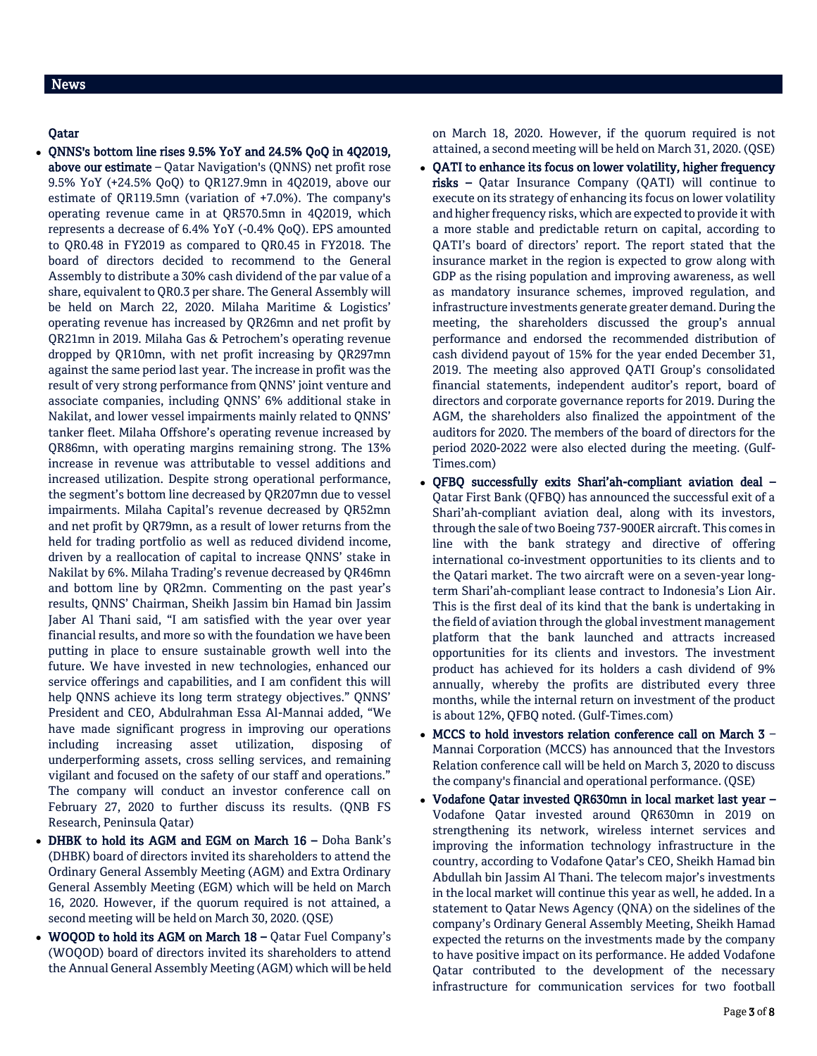## News

### Qatar

- **QNNS's bottom line rises 9.5% YoY and 24.5% QoQ in 4Q2019, above our estimate** – Qatar Navigation's (QNNS) net profit rose 9.5% YoY (+24.5% QoQ) to QR127.9mn in 4Q2019, above our estimate of QR119.5mn (variation of +7.0%). The company's operating revenue came in at QR570.5mn in 4Q2019, which represents a decrease of 6.4% YoY (-0.4% QoQ). EPS amounted to QR0.48 in FY2019 as compared to QR0.45 in FY2018. The board of directors decided to recommend to the General Assembly to distribute a 30% cash dividend of the par value of a share, equivalent to QR0.3 per share. The General Assembly will be held on March 22, 2020. Milaha Maritime & Logistics' operating revenue has increased by QR26mn and net profit by QR21mn in 2019. Milaha Gas & Petrochem's operating revenue dropped by QR10mn, with net profit increasing by QR297mn against the same period last year. The increase in profit was the result of very strong performance from QNNS' joint venture and associate companies, including QNNS' 6% additional stake in Nakilat, and lower vessel impairments mainly related to QNNS' tanker fleet. Milaha Offshore's operating revenue increased by QR86mn, with operating margins remaining strong. The 13% increase in revenue was attributable to vessel additions and increased utilization. Despite strong operational performance, the segment's bottom line decreased by QR207mn due to vessel impairments. Milaha Capital's revenue decreased by QR52mn and net profit by QR79mn, as a result of lower returns from the held for trading portfolio as well as reduced dividend income, driven by a reallocation of capital to increase QNNS' stake in Nakilat by 6%. Milaha Trading's revenue decreased by QR46mn and bottom line by QR2mn. Commenting on the past year's results, QNNS' Chairman, Sheikh Jassim bin Hamad bin Jassim Jaber Al Thani said, "I am satisfied with the year over year financial results, and more so with the foundation we have been putting in place to ensure sustainable growth well into the future. We have invested in new technologies, enhanced our service offerings and capabilities, and I am confident this will help QNNS achieve its long term strategy objectives." QNNS' President and CEO, Abdulrahman Essa Al-Mannai added, "We have made significant progress in improving our operations including increasing asset utilization, disposing of underperforming assets, cross selling services, and remaining vigilant and focused on the safety of our staff and operations." The company will conduct an investor conference call on February 27, 2020 to further discuss its results. (QNB FS Research, Peninsula Qatar)
- **DHBK to hold its AGM and EGM on March 16 –** Doha Bank's (DHBK) board of directors invited its shareholders to attend the Ordinary General Assembly Meeting (AGM) and Extra Ordinary General Assembly Meeting (EGM) which will be held on March 16, 2020. However, if the quorum required is not attained, a second meeting will be held on March 30, 2020. (QSE)
- **WOQOD to hold its AGM on March 18 –** Qatar Fuel Company's (WOQOD) board of directors invited its shareholders to attend the Annual General Assembly Meeting (AGM) which will be held on March 18, 2020. However, if the quorum required is not attained, a second meeting will be held on March 31, 2020. (QSE)
- **QATI to enhance its focus on lower volatility, higher frequency risks –** Qatar Insurance Company (QATI) will continue to execute on its strategy of enhancing its focus on lower volatility and higher frequency risks, which are expected to provide it with a more stable and predictable return on capital, according to QATI's board of directors' report. The report stated that the insurance market in the region is expected to grow along with GDP as the rising population and improving awareness, as well as mandatory insurance schemes, improved regulation, and infrastructure investments generate greater demand. During the meeting, the shareholders discussed the group's annual performance and endorsed the recommended distribution of cash dividend payout of 15% for the year ended December 31, 2019. The meeting also approved QATI Group's consolidated financial statements, independent auditor's report, board of directors and corporate governance reports for 2019. During the AGM, the shareholders also finalized the appointment of the auditors for 2020. The members of the board of directors for the period 2020-2022 were also elected during the meeting. (Gulf-Times.com)
- **QFBQ successfully exits Shari'ah-compliant aviation deal –** Qatar First Bank (QFBQ) has announced the successful exit of a Shari'ah-compliant aviation deal, along with its investors, through the sale of two Boeing 737-900ER aircraft. This comes in line with the bank strategy and directive of offering international co-investment opportunities to its clients and to the Qatari market. The two aircraft were on a seven-year long-term Shari'ah-compliant lease contract to Indonesia's Lion Air. This is the first deal of its kind that the bank is undertaking in the field of aviation through the global investment management platform that the bank launched and attracts increased opportunities for its clients and investors. The investment product has achieved for its holders a cash dividend of 9% annually, whereby the profits are distributed every three months, while the internal return on investment of the product is about 12%, QFBQ noted. (Gulf-Times.com)
- **MCCS to hold investors relation conference call on March 3** – Mannai Corporation (MCCS) has announced that the Investors Relation conference call will be held on March 3, 2020 to discuss the company's financial and operational performance. (QSE)
- **Vodafone Qatar invested QR630mn in local market last year –** Vodafone Qatar invested around QR630mn in 2019 on strengthening its network, wireless internet services and improving the information technology infrastructure in the country, according to Vodafone Qatar's CEO, Sheikh Hamad bin Abdullah bin Jassim Al Thani. The telecom major's investments in the local market will continue this year as well, he added. In a statement to Qatar News Agency (QNA) on the sidelines of the company's Ordinary General Assembly Meeting, Sheikh Hamad expected the returns on the investments made by the company to have positive impact on its performance. He added Vodafone Qatar contributed to the development of the necessary infrastructure for communication services for two football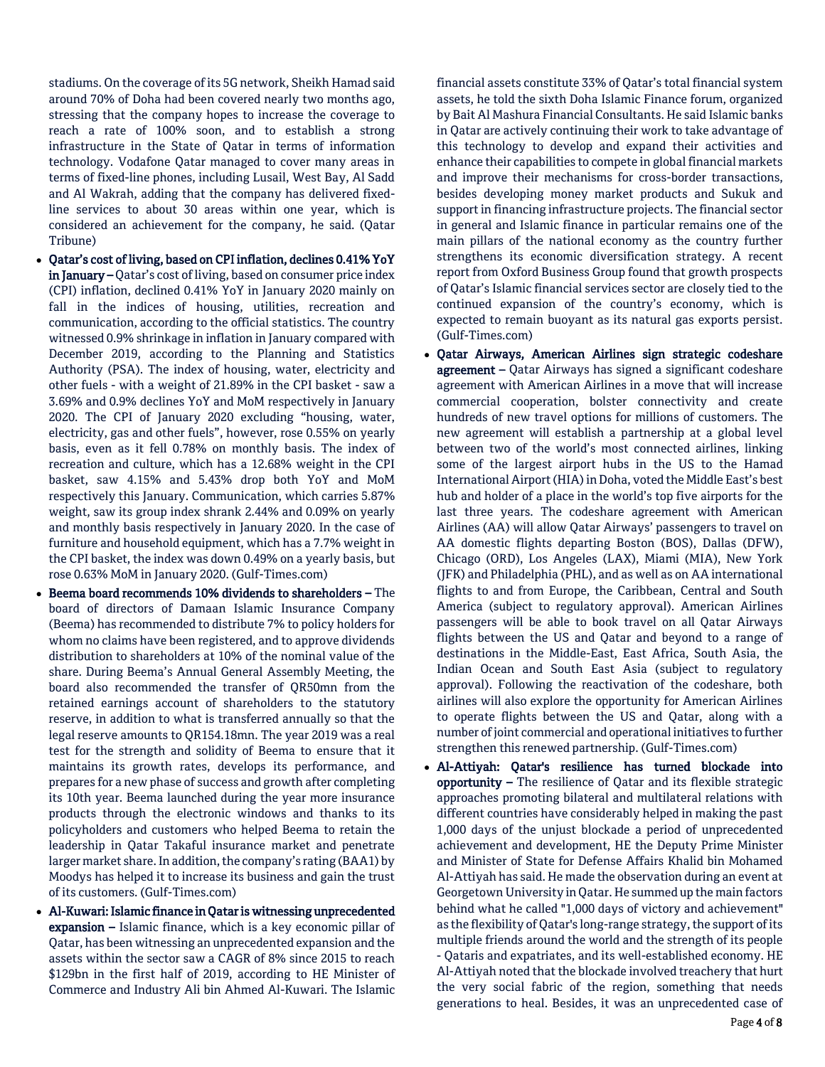stadiums. On the coverage of its 5G network, Sheikh Hamad said around 70% of Doha had been covered nearly two months ago, stressing that the company hopes to increase the coverage to reach a rate of 100% soon, and to establish a strong infrastructure in the State of Qatar in terms of information technology. Vodafone Qatar managed to cover many areas in terms of fixed-line phones, including Lusail, West Bay, Al Sadd and Al Wakrah, adding that the company has delivered fixed-line services to about 30 areas within one year, which is considered an achievement for the company, he said. (Qatar Tribune)

- **Qatar's cost of living, based on CPI inflation, declines 0.41% YoY in January –** Qatar's cost of living, based on consumer price index (CPI) inflation, declined 0.41% YoY in January 2020 mainly on fall in the indices of housing, utilities, recreation and communication, according to the official statistics. The country witnessed 0.9% shrinkage in inflation in January compared with December 2019, according to the Planning and Statistics Authority (PSA). The index of housing, water, electricity and other fuels - with a weight of 21.89% in the CPI basket - saw a 3.69% and 0.9% declines YoY and MoM respectively in January 2020. The CPI of January 2020 excluding "housing, water, electricity, gas and other fuels", however, rose 0.55% on yearly basis, even as it fell 0.78% on monthly basis. The index of recreation and culture, which has a 12.68% weight in the CPI basket, saw 4.15% and 5.43% drop both YoY and MoM respectively this January. Communication, which carries 5.87% weight, saw its group index shrank 2.44% and 0.09% on yearly and monthly basis respectively in January 2020. In the case of furniture and household equipment, which has a 7.7% weight in the CPI basket, the index was down 0.49% on a yearly basis, but rose 0.63% MoM in January 2020. (Gulf-Times.com)
- **Beema board recommends 10% dividends to shareholders –** The board of directors of Damaan Islamic Insurance Company (Beema) has recommended to distribute 7% to policy holders for whom no claims have been registered, and to approve dividends distribution to shareholders at 10% of the nominal value of the share. During Beema's Annual General Assembly Meeting, the board also recommended the transfer of QR50mn from the retained earnings account of shareholders to the statutory reserve, in addition to what is transferred annually so that the legal reserve amounts to QR154.18mn. The year 2019 was a real test for the strength and solidity of Beema to ensure that it maintains its growth rates, develops its performance, and prepares for a new phase of success and growth after completing its 10th year. Beema launched during the year more insurance products through the electronic windows and thanks to its policyholders and customers who helped Beema to retain the leadership in Qatar Takaful insurance market and penetrate larger market share. In addition, the company's rating (BAA1) by Moodys has helped it to increase its business and gain the trust of its customers. (Gulf-Times.com)
- **Al-Kuwari: Islamic finance in Qatar is witnessing unprecedented expansion –** Islamic finance, which is a key economic pillar of Qatar, has been witnessing an unprecedented expansion and the assets within the sector saw a CAGR of 8% since 2015 to reach \$129bn in the first half of 2019, according to HE Minister of Commerce and Industry Ali bin Ahmed Al-Kuwari. The Islamic financial assets constitute 33% of Qatar's total financial system assets, he told the sixth Doha Islamic Finance forum, organized by Bait Al Mashura Financial Consultants. He said Islamic banks in Qatar are actively continuing their work to take advantage of this technology to develop and expand their activities and enhance their capabilities to compete in global financial markets and improve their mechanisms for cross-border transactions, besides developing money market products and Sukuk and support in financing infrastructure projects. The financial sector in general and Islamic finance in particular remains one of the main pillars of the national economy as the country further strengthens its economic diversification strategy. A recent report from Oxford Business Group found that growth prospects of Qatar's Islamic financial services sector are closely tied to the continued expansion of the country's economy, which is expected to remain buoyant as its natural gas exports persist. (Gulf-Times.com)
- **Qatar Airways, American Airlines sign strategic codeshare agreement –** Qatar Airways has signed a significant codeshare agreement with American Airlines in a move that will increase commercial cooperation, bolster connectivity and create hundreds of new travel options for millions of customers. The new agreement will establish a partnership at a global level between two of the world's most connected airlines, linking some of the largest airport hubs in the US to the Hamad International Airport (HIA) in Doha, voted the Middle East's best hub and holder of a place in the world's top five airports for the last three years. The codeshare agreement with American Airlines (AA) will allow Qatar Airways' passengers to travel on AA domestic flights departing Boston (BOS), Dallas (DFW), Chicago (ORD), Los Angeles (LAX), Miami (MIA), New York (JFK) and Philadelphia (PHL), and as well as on AA international flights to and from Europe, the Caribbean, Central and South America (subject to regulatory approval). American Airlines passengers will be able to book travel on all Qatar Airways flights between the US and Qatar and beyond to a range of destinations in the Middle-East, East Africa, South Asia, the Indian Ocean and South East Asia (subject to regulatory approval). Following the reactivation of the codeshare, both airlines will also explore the opportunity for American Airlines to operate flights between the US and Qatar, along with a number of joint commercial and operational initiatives to further strengthen this renewed partnership. (Gulf-Times.com)
- **Al-Attiyah: Qatar's resilience has turned blockade into opportunity –** The resilience of Qatar and its flexible strategic approaches promoting bilateral and multilateral relations with different countries have considerably helped in making the past 1,000 days of the unjust blockade a period of unprecedented achievement and development, HE the Deputy Prime Minister and Minister of State for Defense Affairs Khalid bin Mohamed Al-Attiyah has said. He made the observation during an event at Georgetown University in Qatar. He summed up the main factors behind what he called "1,000 days of victory and achievement" as the flexibility of Qatar's long-range strategy, the support of its multiple friends around the world and the strength of its people - Qataris and expatriates, and its well-established economy. HE Al-Attiyah noted that the blockade involved treachery that hurt the very social fabric of the region, something that needs generations to heal. Besides, it was an unprecedented case of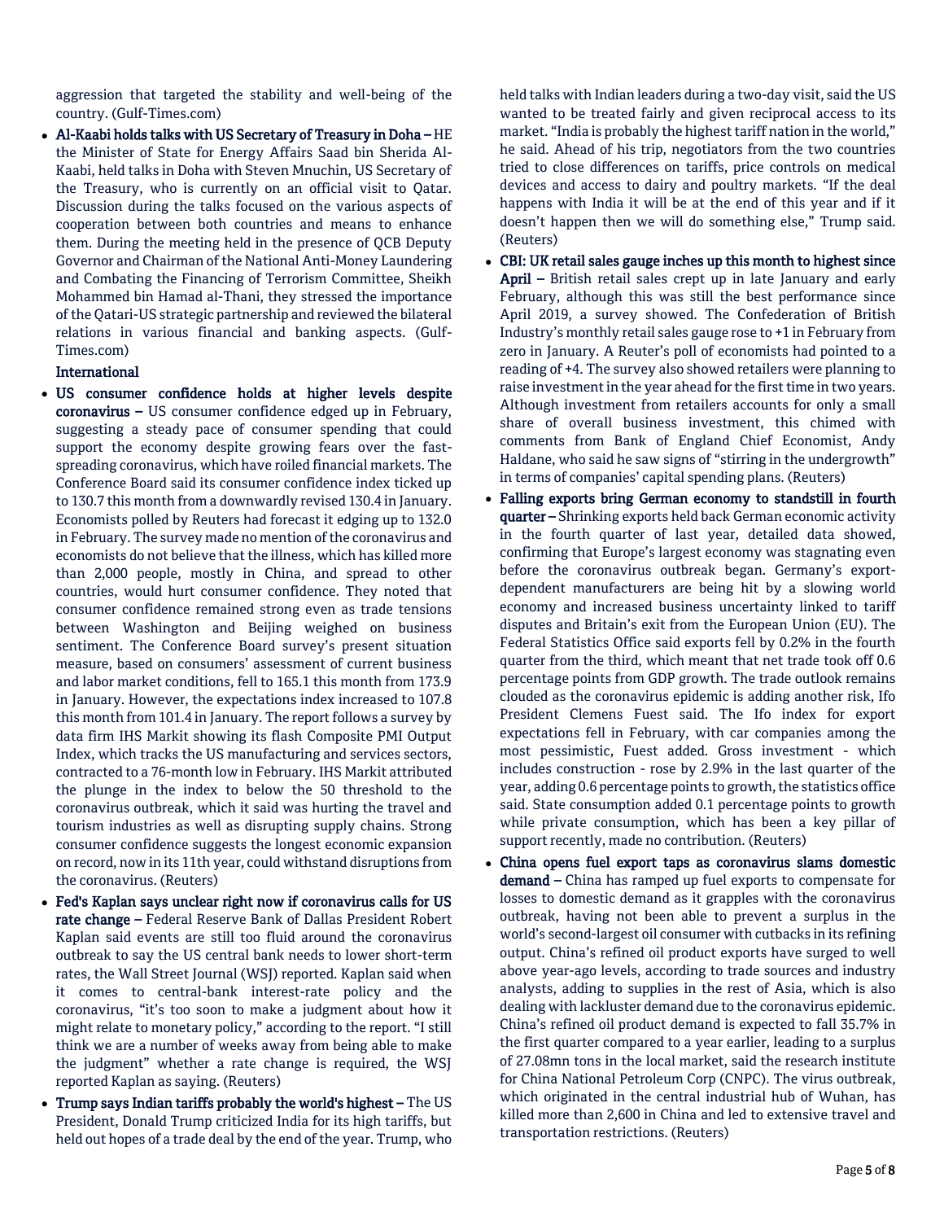aggression that targeted the stability and well-being of the country. (Gulf-Times.com)

- **Al-Kaabi holds talks with US Secretary of Treasury in Doha –** HE the Minister of State for Energy Affairs Saad bin Sherida Al-Kaabi, held talks in Doha with Steven Mnuchin, US Secretary of the Treasury, who is currently on an official visit to Qatar. Discussion during the talks focused on the various aspects of cooperation between both countries and means to enhance them. During the meeting held in the presence of QCB Deputy Governor and Chairman of the National Anti-Money Laundering and Combating the Financing of Terrorism Committee, Sheikh Mohammed bin Hamad al-Thani, they stressed the importance of the Qatari-US strategic partnership and reviewed the bilateral relations in various financial and banking aspects. (Gulf-Times.com)

**International**

- **US consumer confidence holds at higher levels despite coronavirus –** US consumer confidence edged up in February, suggesting a steady pace of consumer spending that could support the economy despite growing fears over the fast-spreading coronavirus, which have roiled financial markets. The Conference Board said its consumer confidence index ticked up to 130.7 this month from a downwardly revised 130.4 in January. Economists polled by Reuters had forecast it edging up to 132.0 in February. The survey made no mention of the coronavirus and economists do not believe that the illness, which has killed more than 2,000 people, mostly in China, and spread to other countries, would hurt consumer confidence. They noted that consumer confidence remained strong even as trade tensions between Washington and Beijing weighed on business sentiment. The Conference Board survey's present situation measure, based on consumers' assessment of current business and labor market conditions, fell to 165.1 this month from 173.9 in January. However, the expectations index increased to 107.8 this month from 101.4 in January. The report follows a survey by data firm IHS Markit showing its flash Composite PMI Output Index, which tracks the US manufacturing and services sectors, contracted to a 76-month low in February. IHS Markit attributed the plunge in the index to below the 50 threshold to the coronavirus outbreak, which it said was hurting the travel and tourism industries as well as disrupting supply chains. Strong consumer confidence suggests the longest economic expansion on record, now in its 11th year, could withstand disruptions from the coronavirus. (Reuters)
- **Fed's Kaplan says unclear right now if coronavirus calls for US rate change –** Federal Reserve Bank of Dallas President Robert Kaplan said events are still too fluid around the coronavirus outbreak to say the US central bank needs to lower short-term rates, the Wall Street Journal (WSJ) reported. Kaplan said when it comes to central-bank interest-rate policy and the coronavirus, "it's too soon to make a judgment about how it might relate to monetary policy," according to the report. "I still think we are a number of weeks away from being able to make the judgment" whether a rate change is required, the WSJ reported Kaplan as saying. (Reuters)
- **Trump says Indian tariffs probably the world's highest –** The US President, Donald Trump criticized India for its high tariffs, but held out hopes of a trade deal by the end of the year. Trump, who held talks with Indian leaders during a two-day visit, said the US wanted to be treated fairly and given reciprocal access to its market. "India is probably the highest tariff nation in the world," he said. Ahead of his trip, negotiators from the two countries tried to close differences on tariffs, price controls on medical devices and access to dairy and poultry markets. "If the deal happens with India it will be at the end of this year and if it doesn't happen then we will do something else," Trump said. (Reuters)
- **CBI: UK retail sales gauge inches up this month to highest since April –** British retail sales crept up in late January and early February, although this was still the best performance since April 2019, a survey showed. The Confederation of British Industry's monthly retail sales gauge rose to +1 in February from zero in January. A Reuter's poll of economists had pointed to a reading of +4. The survey also showed retailers were planning to raise investment in the year ahead for the first time in two years. Although investment from retailers accounts for only a small share of overall business investment, this chimed with comments from Bank of England Chief Economist, Andy Haldane, who said he saw signs of "stirring in the undergrowth" in terms of companies' capital spending plans. (Reuters)
- **Falling exports bring German economy to standstill in fourth quarter –** Shrinking exports held back German economic activity in the fourth quarter of last year, detailed data showed, confirming that Europe's largest economy was stagnating even before the coronavirus outbreak began. Germany's export-dependent manufacturers are being hit by a slowing world economy and increased business uncertainty linked to tariff disputes and Britain's exit from the European Union (EU). The Federal Statistics Office said exports fell by 0.2% in the fourth quarter from the third, which meant that net trade took off 0.6 percentage points from GDP growth. The trade outlook remains clouded as the coronavirus epidemic is adding another risk, Ifo President Clemens Fuest said. The Ifo index for export expectations fell in February, with car companies among the most pessimistic, Fuest added. Gross investment - which includes construction - rose by 2.9% in the last quarter of the year, adding 0.6 percentage points to growth, the statistics office said. State consumption added 0.1 percentage points to growth while private consumption, which has been a key pillar of support recently, made no contribution. (Reuters)
- **China opens fuel export taps as coronavirus slams domestic demand –** China has ramped up fuel exports to compensate for losses to domestic demand as it grapples with the coronavirus outbreak, having not been able to prevent a surplus in the world's second-largest oil consumer with cutbacks in its refining output. China's refined oil product exports have surged to well above year-ago levels, according to trade sources and industry analysts, adding to supplies in the rest of Asia, which is also dealing with lackluster demand due to the coronavirus epidemic. China's refined oil product demand is expected to fall 35.7% in the first quarter compared to a year earlier, leading to a surplus of 27.08mn tons in the local market, said the research institute for China National Petroleum Corp (CNPC). The virus outbreak, which originated in the central industrial hub of Wuhan, has killed more than 2,600 in China and led to extensive travel and transportation restrictions. (Reuters)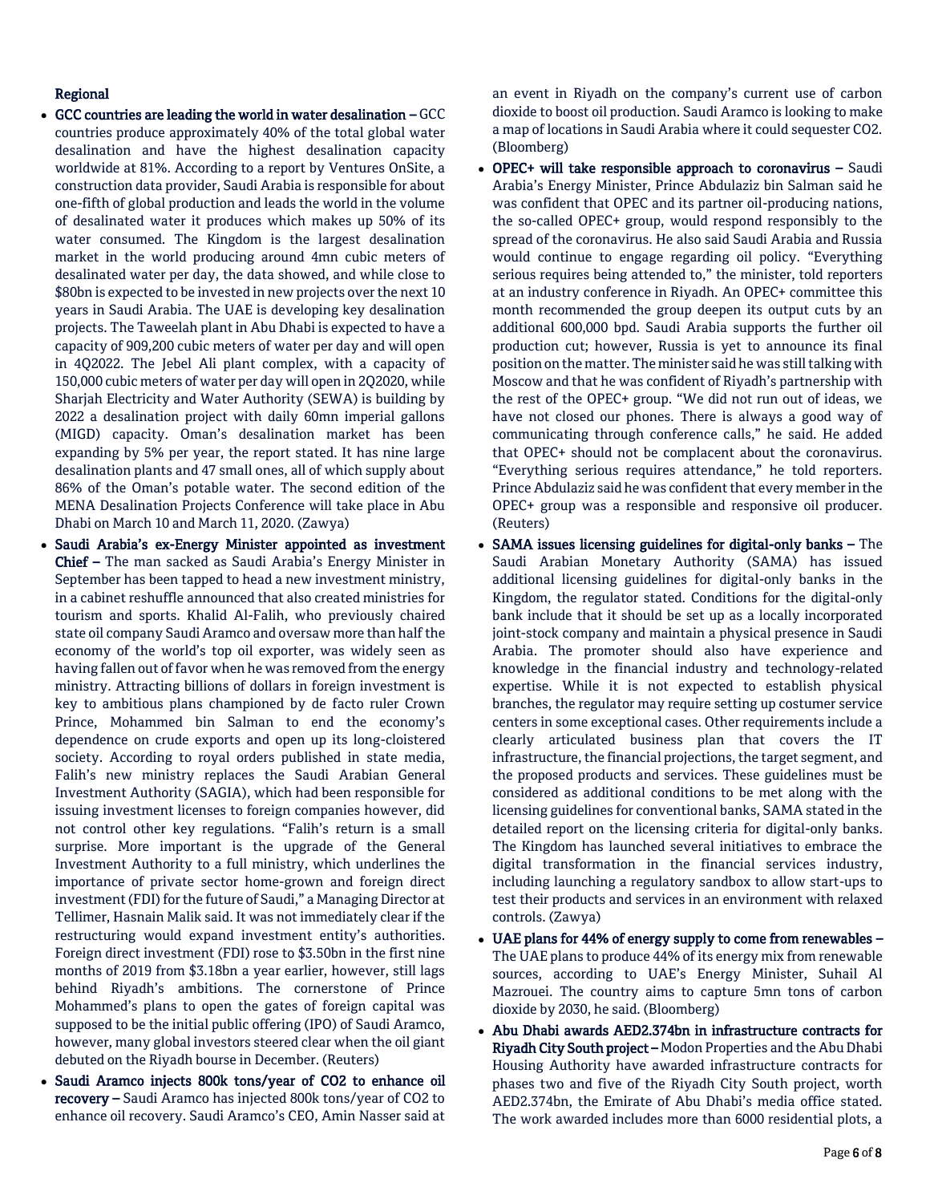## Regional

- **GCC countries are leading the world in water desalination –** GCC countries produce approximately 40% of the total global water desalination and have the highest desalination capacity worldwide at 81%. According to a report by Ventures OnSite, a construction data provider, Saudi Arabia is responsible for about one-fifth of global production and leads the world in the volume of desalinated water it produces which makes up 50% of its water consumed. The Kingdom is the largest desalination market in the world producing around 4mn cubic meters of desalinated water per day, the data showed, and while close to \$80bn is expected to be invested in new projects over the next 10 years in Saudi Arabia. The UAE is developing key desalination projects. The Taweelah plant in Abu Dhabi is expected to have a capacity of 909,200 cubic meters of water per day and will open in 4Q2022. The Jebel Ali plant complex, with a capacity of 150,000 cubic meters of water per day will open in 2Q2020, while Sharjah Electricity and Water Authority (SEWA) is building by 2022 a desalination project with daily 60mn imperial gallons (MIGD) capacity. Oman's desalination market has been expanding by 5% per year, the report stated. It has nine large desalination plants and 47 small ones, all of which supply about 86% of the Oman's potable water. The second edition of the MENA Desalination Projects Conference will take place in Abu Dhabi on March 10 and March 11, 2020. (Zawya)
- **Saudi Arabia's ex-Energy Minister appointed as investment Chief –** The man sacked as Saudi Arabia's Energy Minister in September has been tapped to head a new investment ministry, in a cabinet reshuffle announced that also created ministries for tourism and sports. Khalid Al-Falih, who previously chaired state oil company Saudi Aramco and oversaw more than half the economy of the world's top oil exporter, was widely seen as having fallen out of favor when he was removed from the energy ministry. Attracting billions of dollars in foreign investment is key to ambitious plans championed by de facto ruler Crown Prince, Mohammed bin Salman to end the economy's dependence on crude exports and open up its long-cloistered society. According to royal orders published in state media, Falih's new ministry replaces the Saudi Arabian General Investment Authority (SAGIA), which had been responsible for issuing investment licenses to foreign companies however, did not control other key regulations. "Falih's return is a small surprise. More important is the upgrade of the General Investment Authority to a full ministry, which underlines the importance of private sector home-grown and foreign direct investment (FDI) for the future of Saudi," a Managing Director at Tellimer, Hasnain Malik said. It was not immediately clear if the restructuring would expand investment entity's authorities. Foreign direct investment (FDI) rose to \$3.50bn in the first nine months of 2019 from \$3.18bn a year earlier, however, still lags behind Riyadh's ambitions. The cornerstone of Prince Mohammed's plans to open the gates of foreign capital was supposed to be the initial public offering (IPO) of Saudi Aramco, however, many global investors steered clear when the oil giant debuted on the Riyadh bourse in December. (Reuters)
- **Saudi Aramco injects 800k tons/year of $CO_2$ to enhance oil recovery –** Saudi Aramco has injected 800k tons/year of $CO_2$ to enhance oil recovery. Saudi Aramco's CEO, Amin Nasser said at an event in Riyadh on the company's current use of carbon dioxide to boost oil production. Saudi Aramco is looking to make a map of locations in Saudi Arabia where it could sequester $CO_2$. (Bloomberg)
- **OPEC+ will take responsible approach to coronavirus –** Saudi Arabia's Energy Minister, Prince Abdulaziz bin Salman said he was confident that OPEC and its partner oil-producing nations, the so-called OPEC+ group, would respond responsibly to the spread of the coronavirus. He also said Saudi Arabia and Russia would continue to engage regarding oil policy. "Everything serious requires being attended to," the minister, told reporters at an industry conference in Riyadh. An OPEC+ committee this month recommended the group deepen its output cuts by an additional 600,000 bpd. Saudi Arabia supports the further oil production cut; however, Russia is yet to announce its final position on the matter. The minister said he was still talking with Moscow and that he was confident of Riyadh's partnership with the rest of the OPEC+ group. "We did not run out of ideas, we have not closed our phones. There is always a good way of communicating through conference calls," he said. He added that OPEC+ should not be complacent about the coronavirus. "Everything serious requires attendance," he told reporters. Prince Abdulaziz said he was confident that every member in the OPEC+ group was a responsible and responsive oil producer. (Reuters)
- **SAMA issues licensing guidelines for digital-only banks –** The Saudi Arabian Monetary Authority (SAMA) has issued additional licensing guidelines for digital-only banks in the Kingdom, the regulator stated. Conditions for the digital-only bank include that it should be set up as a locally incorporated joint-stock company and maintain a physical presence in Saudi Arabia. The promoter should also have experience and knowledge in the financial industry and technology-related expertise. While it is not expected to establish physical branches, the regulator may require setting up costumer service centers in some exceptional cases. Other requirements include a clearly articulated business plan that covers the IT infrastructure, the financial projections, the target segment, and the proposed products and services. These guidelines must be considered as additional conditions to be met along with the licensing guidelines for conventional banks, SAMA stated in the detailed report on the licensing criteria for digital-only banks. The Kingdom has launched several initiatives to embrace the digital transformation in the financial services industry, including launching a regulatory sandbox to allow start-ups to test their products and services in an environment with relaxed controls. (Zawya)
- **UAE plans for 44% of energy supply to come from renewables –** The UAE plans to produce 44% of its energy mix from renewable sources, according to UAE's Energy Minister, Suhail Al Mazrouei. The country aims to capture 5mn tons of carbon dioxide by 2030, he said. (Bloomberg)
- **Abu Dhabi awards AED2.374bn in infrastructure contracts for Riyadh City South project –** Modon Properties and the Abu Dhabi Housing Authority have awarded infrastructure contracts for phases two and five of the Riyadh City South project, worth AED2.374bn, the Emirate of Abu Dhabi's media office stated. The work awarded includes more than 6000 residential plots, a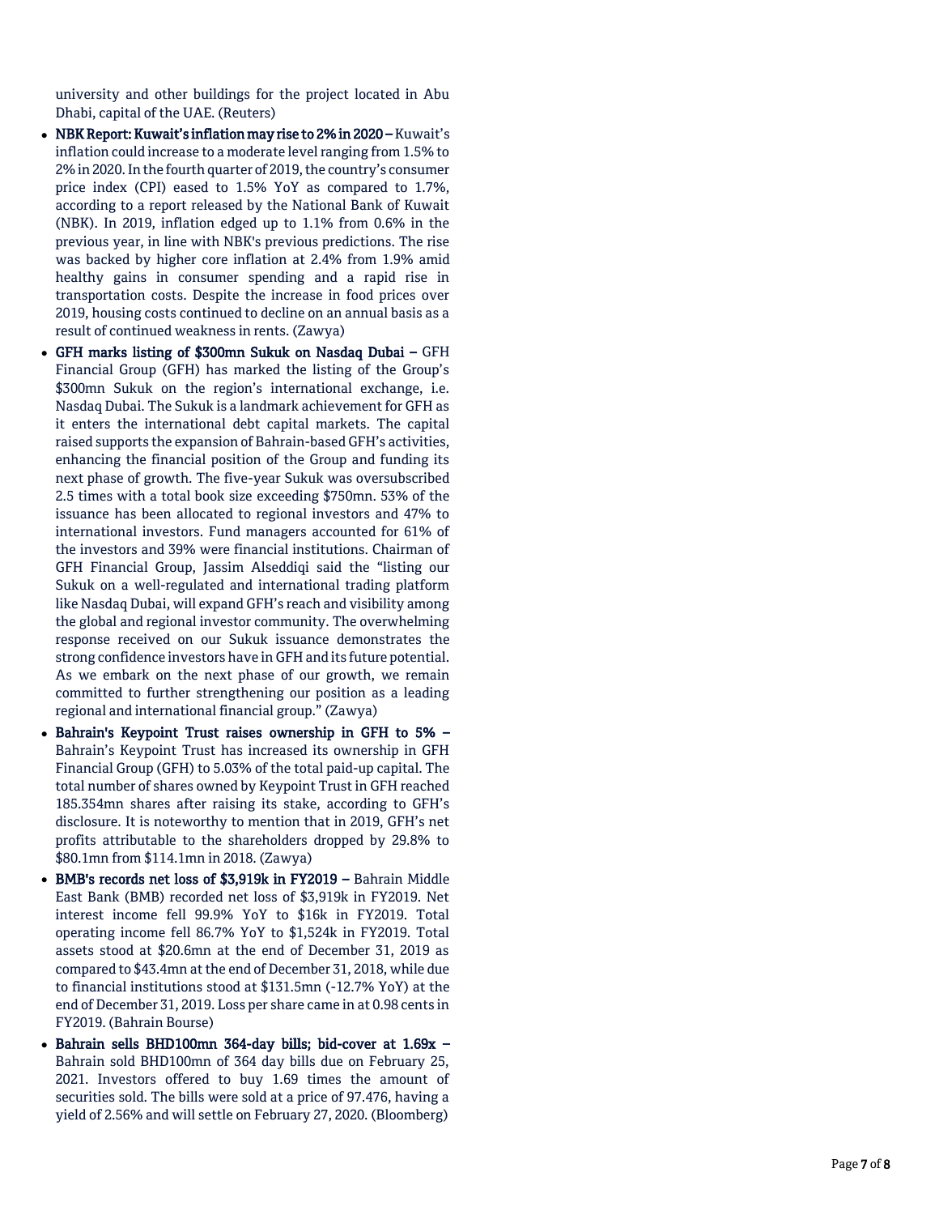university and other buildings for the project located in Abu Dhabi, capital of the UAE. (Reuters)

- **NBK Report: Kuwait's inflation may rise to 2% in 2020 –** Kuwait's inflation could increase to a moderate level ranging from 1.5% to 2% in 2020. In the fourth quarter of 2019, the country's consumer price index (CPI) eased to 1.5% YoY as compared to 1.7%, according to a report released by the National Bank of Kuwait (NBK). In 2019, inflation edged up to 1.1% from 0.6% in the previous year, in line with NBK's previous predictions. The rise was backed by higher core inflation at 2.4% from 1.9% amid healthy gains in consumer spending and a rapid rise in transportation costs. Despite the increase in food prices over 2019, housing costs continued to decline on an annual basis as a result of continued weakness in rents. (Zawya)
- **GFH marks listing of $300mn Sukuk on Nasdaq Dubai –** GFH Financial Group (GFH) has marked the listing of the Group's $300mn Sukuk on the region's international exchange, i.e. Nasdaq Dubai. The Sukuk is a landmark achievement for GFH as it enters the international debt capital markets. The capital raised supports the expansion of Bahrain-based GFH's activities, enhancing the financial position of the Group and funding its next phase of growth. The five-year Sukuk was oversubscribed 2.5 times with a total book size exceeding $750mn. 53% of the issuance has been allocated to regional investors and 47% to international investors. Fund managers accounted for 61% of the investors and 39% were financial institutions. Chairman of GFH Financial Group, Jassim Alseddiqi said the "listing our Sukuk on a well-regulated and international trading platform like Nasdaq Dubai, will expand GFH's reach and visibility among the global and regional investor community. The overwhelming response received on our Sukuk issuance demonstrates the strong confidence investors have in GFH and its future potential. As we embark on the next phase of our growth, we remain committed to further strengthening our position as a leading regional and international financial group." (Zawya)
- **Bahrain's Keypoint Trust raises ownership in GFH to 5% –** Bahrain's Keypoint Trust has increased its ownership in GFH Financial Group (GFH) to 5.03% of the total paid-up capital. The total number of shares owned by Keypoint Trust in GFH reached 185.354mn shares after raising its stake, according to GFH's disclosure. It is noteworthy to mention that in 2019, GFH's net profits attributable to the shareholders dropped by 29.8% to $80.1mn from $114.1mn in 2018. (Zawya)
- **BMB's records net loss of $3,919k in FY2019 –** Bahrain Middle East Bank (BMB) recorded net loss of $3,919k in FY2019. Net interest income fell 99.9% YoY to $16k in FY2019. Total operating income fell 86.7% YoY to $1,524k in FY2019. Total assets stood at $20.6mn at the end of December 31, 2019 as compared to $43.4mn at the end of December 31, 2018, while due to financial institutions stood at $131.5mn (-12.7% YoY) at the end of December 31, 2019. Loss per share came in at 0.98 cents in FY2019. (Bahrain Bourse)
- **Bahrain sells BHD100mn 364-day bills; bid-cover at 1.69x –** Bahrain sold BHD100mn of 364 day bills due on February 25, 2021. Investors offered to buy 1.69 times the amount of securities sold. The bills were sold at a price of 97.476, having a yield of 2.56% and will settle on February 27, 2020. (Bloomberg)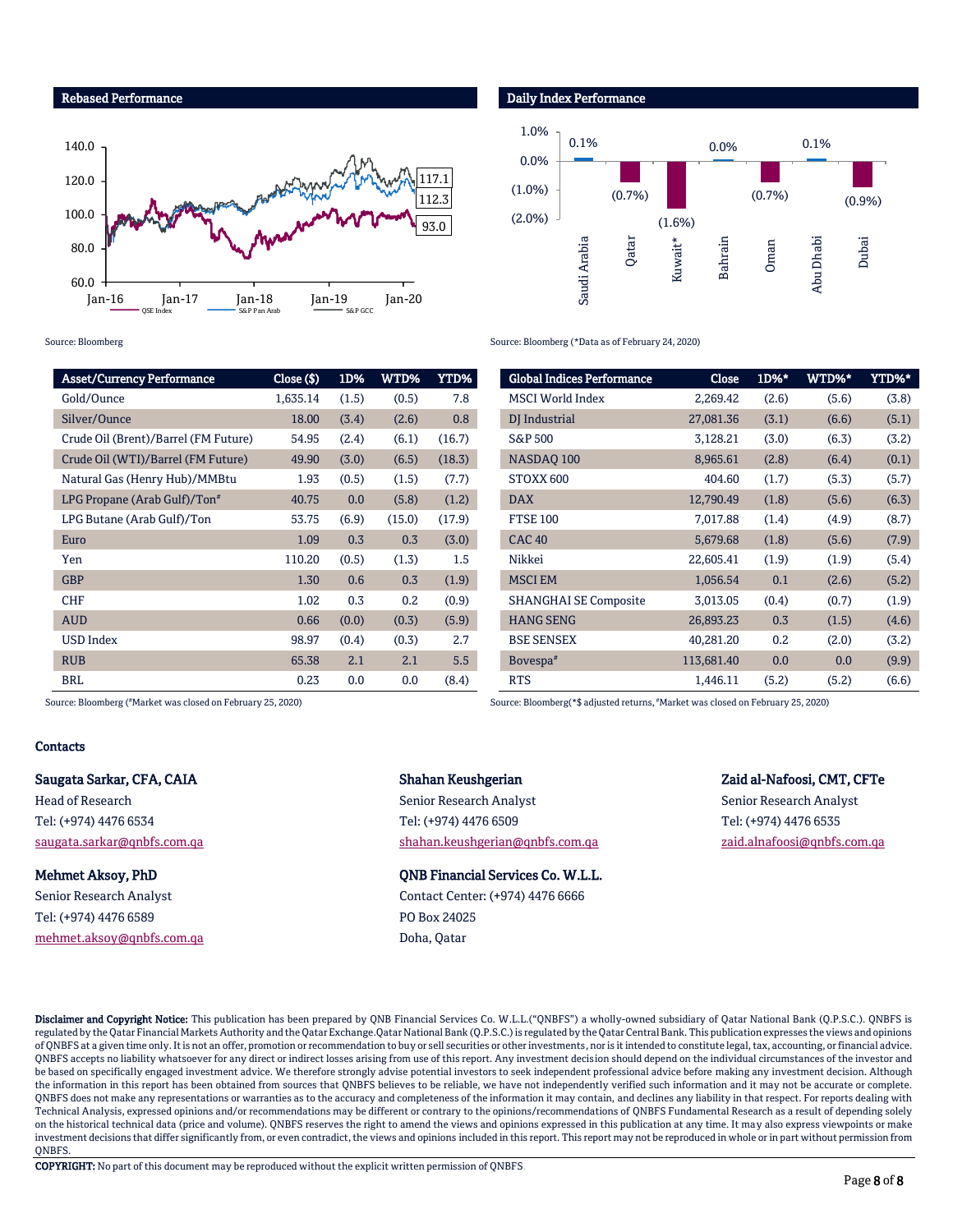## Rebased Performance

140.0
120.0
100.0
80.0
60.0
Jan-16
Jan-17
Jan-18
Jan-19
Jan-20
117.1
112.3
93.0
QSE Index
S&P Pan Arab
S&P GCC

Source: Bloomberg

## Daily Index Performance

1.0%
0.0%
(1.0%)
(2.0%)
0.1%
(0.7%)
(1.6%)
0.0%
(0.7%)
0.1%
(0.9%)
Saudi Arabia
Qatar
Kuwait*
Bahrain
Oman
Abu Dhabi
Dubai

Source: Bloomberg (*Data as of February 24, 2020)

| Asset/Currency Performance | Close ($) | 1D% | WTD% | YTD% |
|---|---|---|---|---|
| Gold/Ounce | 1,635.14 | (1.5) | (0.5) | 7.8 |
| Silver/Ounce | 18.00 | (3.4) | (2.6) | 0.8 |
| Crude Oil (Brent)/Barrel (FM Future) | 54.95 | (2.4) | (6.1) | (16.7) |
| Crude Oil (WTI)/Barrel (FM Future) | 49.90 | (3.0) | (6.5) | (18.3) |
| Natural Gas (Henry Hub)/MMBtu | 1.93 | (0.5) | (1.5) | (7.7) |
| LPG Propane (Arab Gulf)/Ton# | 40.75 | 0.0 | (5.8) | (1.2) |
| LPG Butane (Arab Gulf)/Ton | 53.75 | (6.9) | (15.0) | (17.9) |
| Euro | 1.09 | 0.3 | 0.3 | (3.0) |
| Yen | 110.20 | (0.5) | (1.3) | 1.5 |
| GBP | 1.30 | 0.6 | 0.3 | (1.9) |
| CHF | 1.02 | 0.3 | 0.2 | (0.9) |
| AUD | 0.66 | (0.0) | (0.3) | (5.9) |
| USD Index | 98.97 | (0.4) | (0.3) | 2.7 |
| RUB | 65.38 | 2.1 | 2.1 | 5.5 |
| BRL | 0.23 | 0.0 | 0.0 | (8.4) |

Source: Bloomberg (#Market was closed on February 25, 2020)

| Global Indices Performance | Close | 1D%* | WTD%* | YTD%* |
|---|---|---|---|---|
| MSCI World Index | 2,269.42 | (2.6) | (5.6) | (3.8) |
| DJ Industrial | 27,081.36 | (3.1) | (6.6) | (5.1) |
| S&P 500 | 3,128.21 | (3.0) | (6.3) | (3.2) |
| NASDAQ 100 | 8,965.61 | (2.8) | (6.4) | (0.1) |
| STOXX 600 | 404.60 | (1.7) | (5.3) | (5.7) |
| DAX | 12,790.49 | (1.8) | (5.6) | (6.3) |
| FTSE 100 | 7,017.88 | (1.4) | (4.9) | (8.7) |
| CAC 40 | 5,679.68 | (1.8) | (5.6) | (7.9) |
| Nikkei | 22,605.41 | (1.9) | (1.9) | (5.4) |
| MSCI EM | 1,056.54 | 0.1 | (2.6) | (5.2) |
| SHANGHAI SE Composite | 3,013.05 | (0.4) | (0.7) | (1.9) |
| HANG SENG | 26,893.23 | 0.3 | (1.5) | (4.6) |
| BSE SENSEX | 40,281.20 | 0.2 | (2.0) | (3.2) |
| Bovespa# | 113,681.40 | 0.0 | 0.0 | (9.9) |
| RTS | 1,446.11 | (5.2) | (5.2) | (6.6) |

Source: Bloomberg(*$ adjusted returns, #Market was closed on February 25, 2020)

### Contacts

**Saugata Sarkar, CFA, CAIA**
Head of Research
Tel: (+974) 4476 6534
saugata.sarkar@qnbfs.com.qa

**Shahan Keushgerian**
Senior Research Analyst
Tel: (+974) 4476 6509
shahan.keushgerian@qnbfs.com.qa

**Zaid al-Nafoosi, CMT, CFTe**
Senior Research Analyst
Tel: (+974) 4476 6535
zaid.alnafoosi@qnbfs.com.qa

**Mehmet Aksoy, PhD**
Senior Research Analyst
Tel: (+974) 4476 6589
mehmet.aksoy@qnbfs.com.qa

**QNB Financial Services Co. W.L.L.**
Contact Center: (+974) 4476 6666
PO Box 24025
Doha, Qatar

**Disclaimer and Copyright Notice:** This publication has been prepared by QNB Financial Services Co. W.L.L.("QNBFS") a wholly-owned subsidiary of Qatar National Bank (Q.P.S.C.). QNBFS is regulated by the Qatar Financial Markets Authority and the Qatar Exchange.Qatar National Bank (Q.P.S.C.) is regulated by the Qatar Central Bank. This publication expresses the views and opinions of QNBFS at a given time only. It is not an offer, promotion or recommendation to buy or sell securities or other investments, nor is it intended to constitute legal, tax, accounting, or financial advice. QNBFS accepts no liability whatsoever for any direct or indirect losses arising from use of this report. Any investment decision should depend on the individual circumstances of the investor and be based on specifically engaged investment advice. We therefore strongly advise potential investors to seek independent professional advice before making any investment decision. Although the information in this report has been obtained from sources that QNBFS believes to be reliable, we have not independently verified such information and it may not be accurate or complete. QNBFS does not make any representations or warranties as to the accuracy and completeness of the information it may contain, and declines any liability in that respect. For reports dealing with Technical Analysis, expressed opinions and/or recommendations may be different or contrary to the opinions/recommendations of QNBFS Fundamental Research as a result of depending solely on the historical technical data (price and volume). QNBFS reserves the right to amend the views and opinions expressed in this publication at any time. It may also express viewpoints or make investment decisions that differ significantly from, or even contradict, the views and opinions included in this report. This report may not be reproduced in whole or in part without permission from QNBFS.

**COPYRIGHT:** No part of this document may be reproduced without the explicit written permission of QNBFS